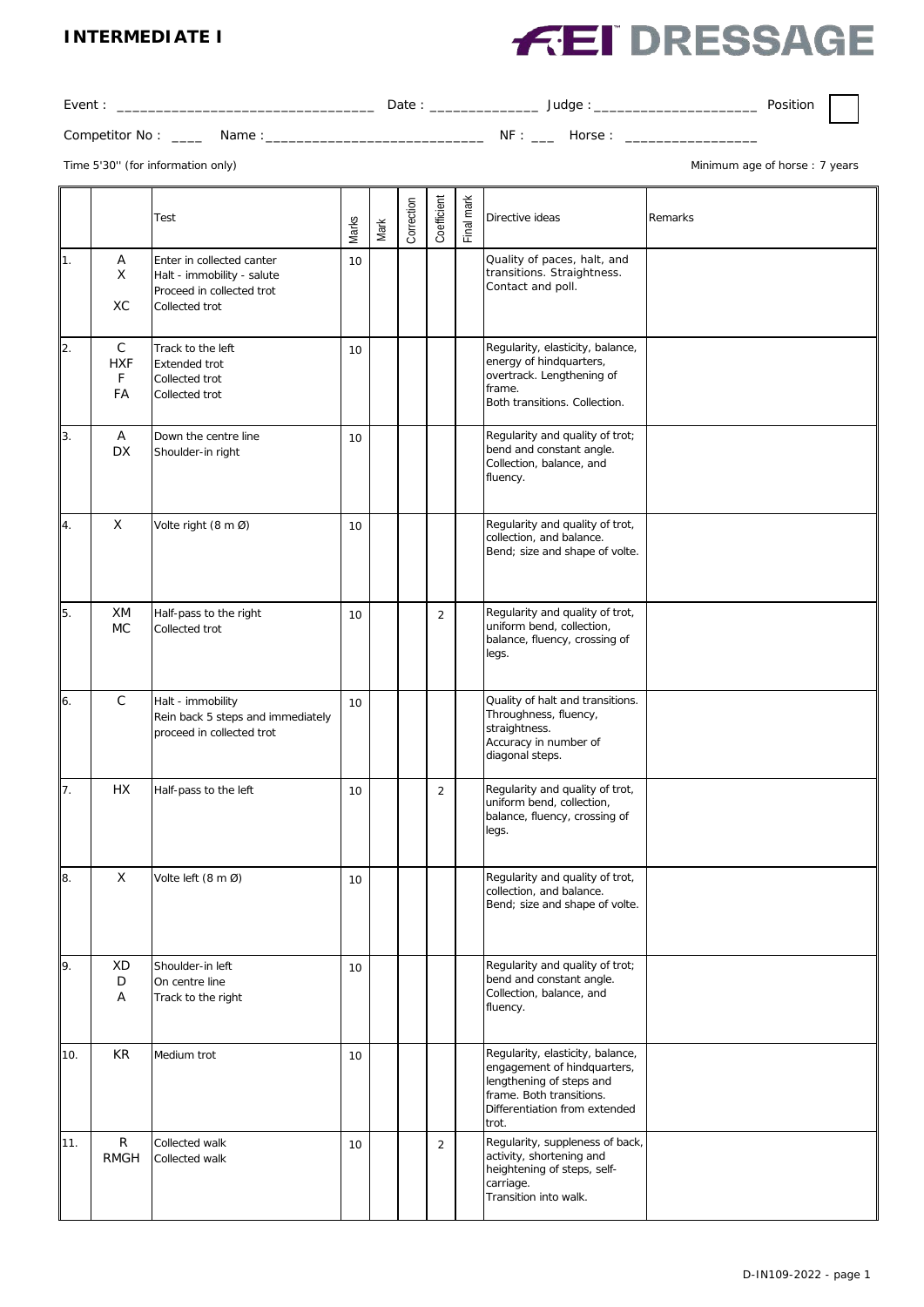# INTERMEDIATE I

**FEI DRESSAGE**

Event : ________________________________ Date : ______________ Judge : ____________________ Position

Competitor No : ____ Name :____________________________ NF : ___ Horse : ________________

Time 5'30'' (for information only)

Minimum age of horse : 7 years

| | | Test | Marks | Mark | Correction | Coefficient | Final mark | Directive ideas | Remarks |
|---|---|---|---|---|---|---|---|---|---|
| 1. | A<br>X<br><br>XC | Enter in collected canter<br>Halt - immobility - salute<br>Proceed in collected trot<br>Collected trot | 10 | | | | | Quality of paces, halt, and transitions. Straightness. Contact and poll. | |
| 2. | C<br>HXF<br>F<br>FA | Track to the left<br>Extended trot<br>Collected trot<br>Collected trot | 10 | | | | | Regularity, elasticity, balance, energy of hindquarters, overtrack. Lengthening of frame.<br>Both transitions. Collection. | |
| 3. | A<br>DX | Down the centre line<br>Shoulder-in right | 10 | | | | | Regularity and quality of trot; bend and constant angle. Collection, balance, and fluency. | |
| 4. | X | Volte right (8 m Ø) | 10 | | | | | Regularity and quality of trot, collection, and balance. Bend; size and shape of volte. | |
| 5. | XM<br>MC | Half-pass to the right<br>Collected trot | 10 | | | 2 | | Regularity and quality of trot, uniform bend, collection, balance, fluency, crossing of legs. | |
| 6. | C | Halt - immobility<br>Rein back 5 steps and immediately proceed in collected trot | 10 | | | | | Quality of halt and transitions. Throughness, fluency, straightness.<br>Accuracy in number of diagonal steps. | |
| 7. | HX | Half-pass to the left | 10 | | | 2 | | Regularity and quality of trot, uniform bend, collection, balance, fluency, crossing of legs. | |
| 8. | X | Volte left (8 m Ø) | 10 | | | | | Regularity and quality of trot, collection, and balance. Bend; size and shape of volte. | |
| 9. | XD<br>D<br>A | Shoulder-in left<br>On centre line<br>Track to the right | 10 | | | | | Regularity and quality of trot; bend and constant angle. Collection, balance, and fluency. | |
| 10. | KR | Medium trot | 10 | | | | | Regularity, elasticity, balance, engagement of hindquarters, lengthening of steps and frame. Both transitions. Differentiation from extended trot. | |
| 11. | R<br>RMGH | Collected walk<br>Collected walk | 10 | | | 2 | | Regularity, suppleness of back, activity, shortening and heightening of steps, self-carriage.<br>Transition into walk. | |

D-IN109-2022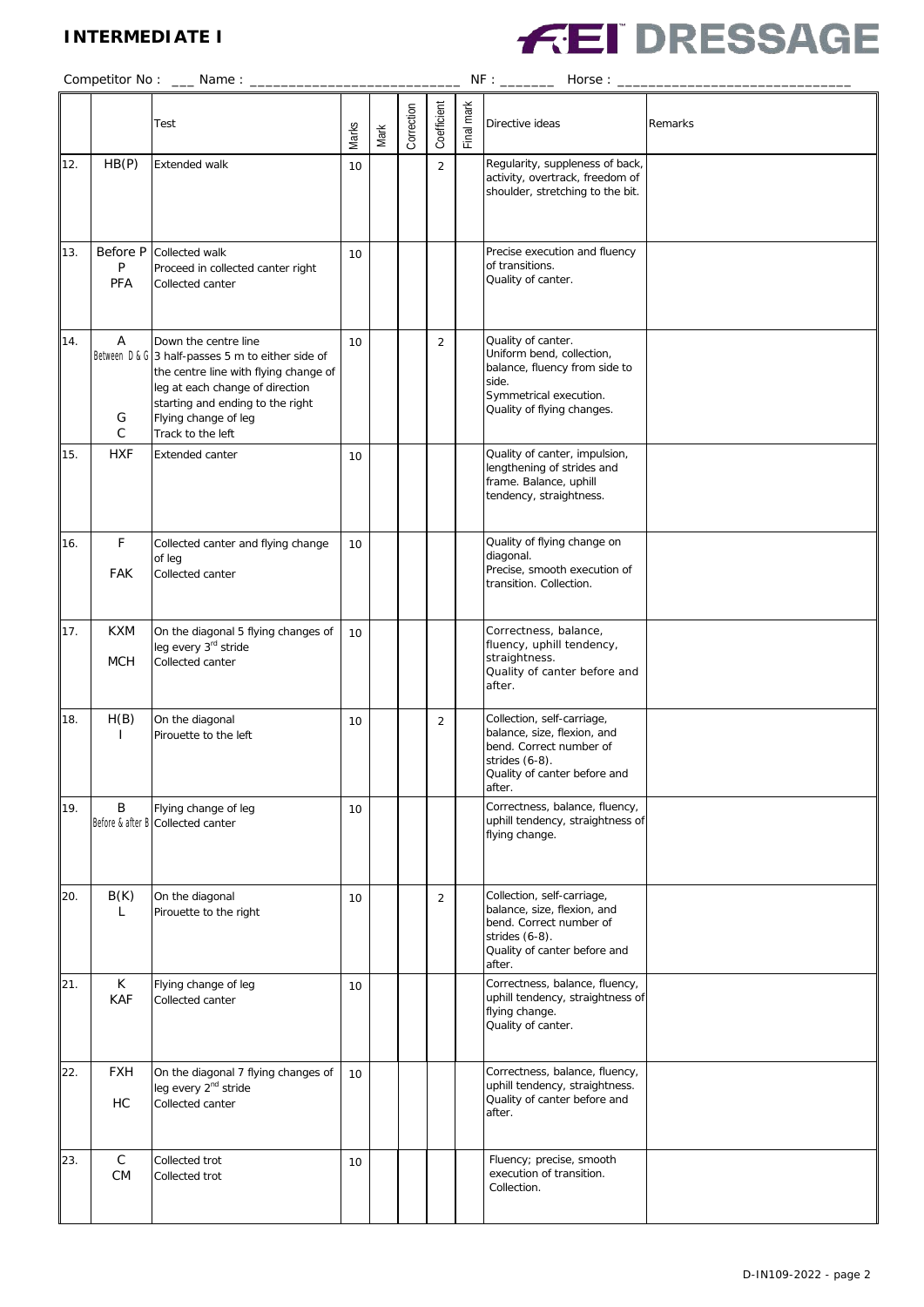# INTERMEDIATE I

FEI DRESSAGE

Competitor No : ___ Name : __________________________ NF : ______ Horse : ____________________________

| | | Test | Marks | Mark | Correction | Coefficient | Final mark | Directive ideas | Remarks |
|---|---|---|---|---|---|---|---|---|---|
| 12. | HB(P) | Extended walk | 10 | | | 2 | | Regularity, suppleness of back, activity, overtrack, freedom of shoulder, stretching to the bit. | |
| 13. | Before P<br>P<br>PFA | Collected walk<br>Proceed in collected canter right<br>Collected canter | 10 | | | | | Precise execution and fluency of transitions.<br>Quality of canter. | |
| 14. | A<br>Between D & G<br><br><br><br>G<br>C | Down the centre line<br>3 half-passes 5 m to either side of the centre line with flying change of leg at each change of direction starting and ending to the right<br>Flying change of leg<br>Track to the left | 10 | | | 2 | | Quality of canter.<br>Uniform bend, collection, balance, fluency from side to side.<br>Symmetrical execution.<br>Quality of flying changes. | |
| 15. | HXF | Extended canter | 10 | | | | | Quality of canter, impulsion, lengthening of strides and frame. Balance, uphill tendency, straightness. | |
| 16. | F<br><br>FAK | Collected canter and flying change of leg<br>Collected canter | 10 | | | | | Quality of flying change on diagonal.<br>Precise, smooth execution of transition. Collection. | |
| 17. | KXM<br><br>MCH | On the diagonal 5 flying changes of leg every 3rd stride<br>Collected canter | 10 | | | | | Correctness, balance, fluency, uphill tendency, straightness.<br>Quality of canter before and after. | |
| 18. | H(B)<br>I | On the diagonal<br>Pirouette to the left | 10 | | | 2 | | Collection, self-carriage, balance, size, flexion, and bend. Correct number of strides (6-8).<br>Quality of canter before and after. | |
| 19. | B<br>Before & after B | Flying change of leg<br>Collected canter | 10 | | | | | Correctness, balance, fluency, uphill tendency, straightness of flying change. | |
| 20. | B(K)<br>L | On the diagonal<br>Pirouette to the right | 10 | | | 2 | | Collection, self-carriage, balance, size, flexion, and bend. Correct number of strides (6-8).<br>Quality of canter before and after. | |
| 21. | K<br>KAF | Flying change of leg<br>Collected canter | 10 | | | | | Correctness, balance, fluency, uphill tendency, straightness of flying change.<br>Quality of canter. | |
| 22. | FXH<br><br>HC | On the diagonal 7 flying changes of leg every 2nd stride<br>Collected canter | 10 | | | | | Correctness, balance, fluency, uphill tendency, straightness.<br>Quality of canter before and after. | |
| 23. | C<br>CM | Collected trot<br>Collected trot | 10 | | | | | Fluency; precise, smooth execution of transition.<br>Collection. | |

D-IN109-2022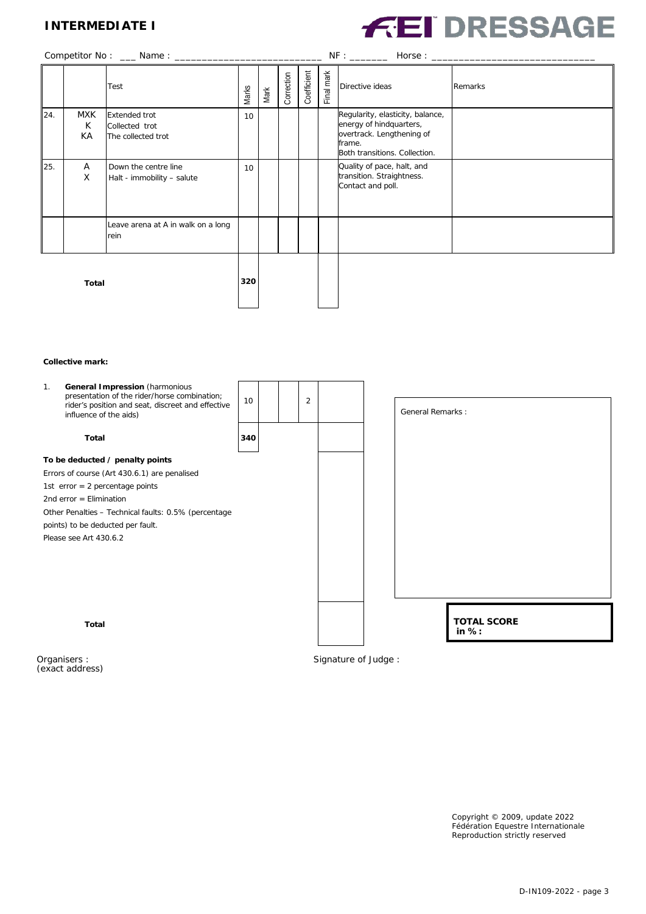**INTERMEDIATE I**

**FEI DRESSAGE**

Competitor No : ___ Name : __________________________ NF : _______ Horse : _____________________________

| | | Test | Marks | Mark | Correction | Coefficient | Final mark | Directive ideas | Remarks |
|---|---|---|---|---|---|---|---|---|---|
| 24. | MXK<br>K<br>KA | Extended trot<br>Collected trot<br>The collected trot | 10 | | | | | Regularity, elasticity, balance, energy of hindquarters, overtrack. Lengthening of frame.<br>Both transitions. Collection. | |
| 25. | A<br>X | Down the centre line<br>Halt - immobility – salute | 10 | | | | | Quality of pace, halt, and transition. Straightness. Contact and poll. | |
| | | Leave arena at A in walk on a long rein | | | | | | | |
| | | **Total** | **320** | | | | | | |

**Collective mark:**

| | Marks | Mark | Correction | Coefficient | Final mark |
|---|---|---|---|---|---|
| 1. **General Impression** (harmonious presentation of the rider/horse combination; rider's position and seat, discreet and effective influence of the aids) | 10 | | | 2 | |
| **Total** | **340** | | | | |

**To be deducted / penalty points**

Errors of course (Art 430.6.1) are penalised

1st error = 2 percentage points

2nd error = Elimination

Other Penalties – Technical faults: 0.5% (percentage points) to be deducted per fault.

Please see Art 430.6.2

**Total**

General Remarks :

**TOTAL SCORE in % :**

Organisers :
(exact address)

Signature of Judge :

Copyright © 2009, update 2022
Fédération Equestre Internationale
Reproduction strictly reserved

D-IN109-2022